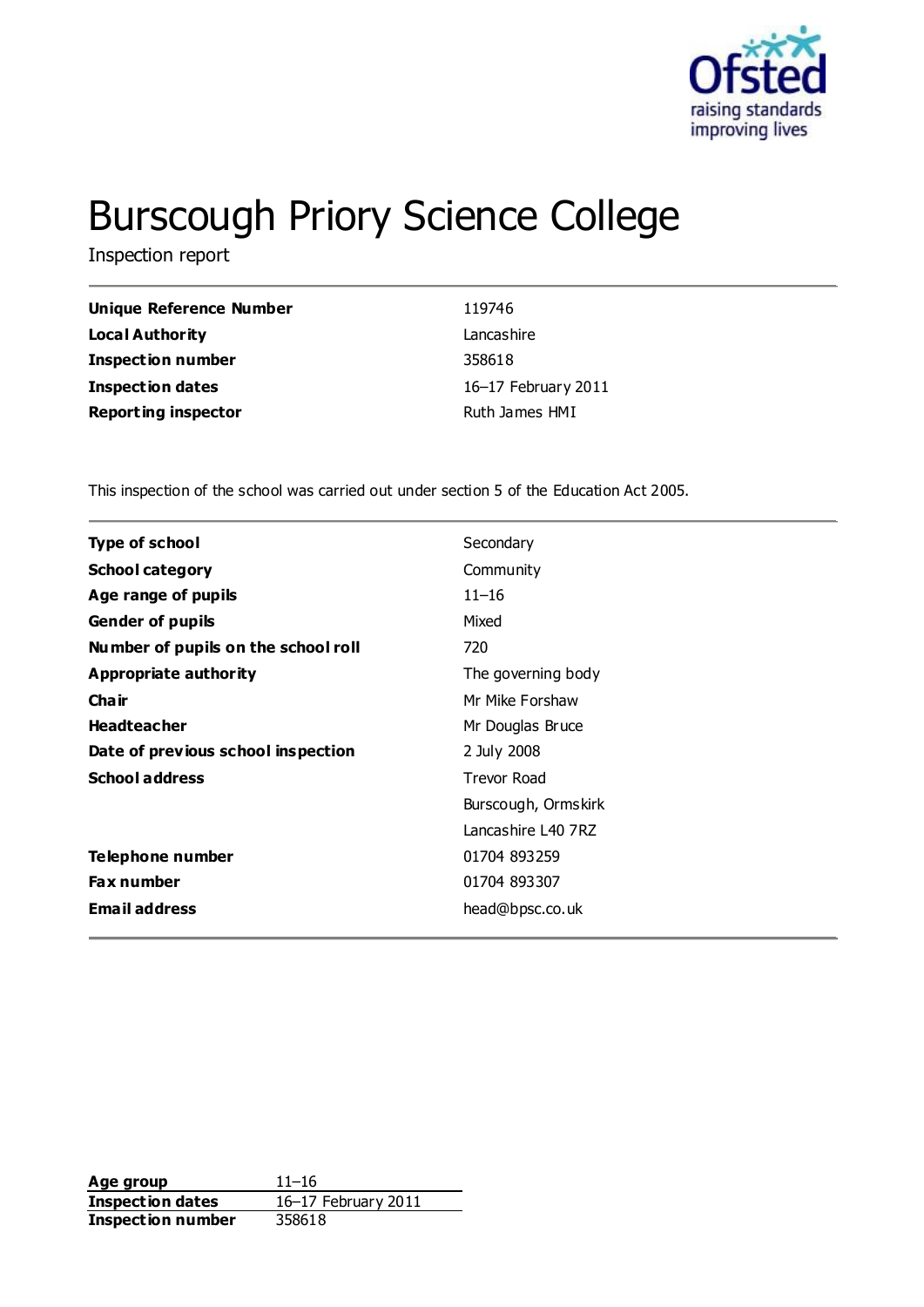# Burscough Priory Science College

Inspection report

| | |
|---|---|
| **Unique Reference Number** | 119746 |
| **Local Authority** | Lancashire |
| **Inspection number** | 358618 |
| **Inspection dates** | 16–17 February 2011 |
| **Reporting inspector** | Ruth James HMI |

This inspection of the school was carried out under section 5 of the Education Act 2005.

| | |
|---|---|
| **Type of school** | Secondary |
| **School category** | Community |
| **Age range of pupils** | 11–16 |
| **Gender of pupils** | Mixed |
| **Number of pupils on the school roll** | 720 |
| **Appropriate authority** | The governing body |
| **Chair** | Mr Mike Forshaw |
| **Headteacher** | Mr Douglas Bruce |
| **Date of previous school inspection** | 2 July 2008 |
| **School address** | Trevor Road<br>Burscough, Ormskirk<br>Lancashire L40 7RZ |
| **Telephone number** | 01704 893259 |
| **Fax number** | 01704 893307 |
| **Email address** | head@bpsc.co.uk |

| | |
|---|---|
| **Age group** | 11–16 |
| **Inspection dates** | 16–17 February 2011 |
| **Inspection number** | 358618 |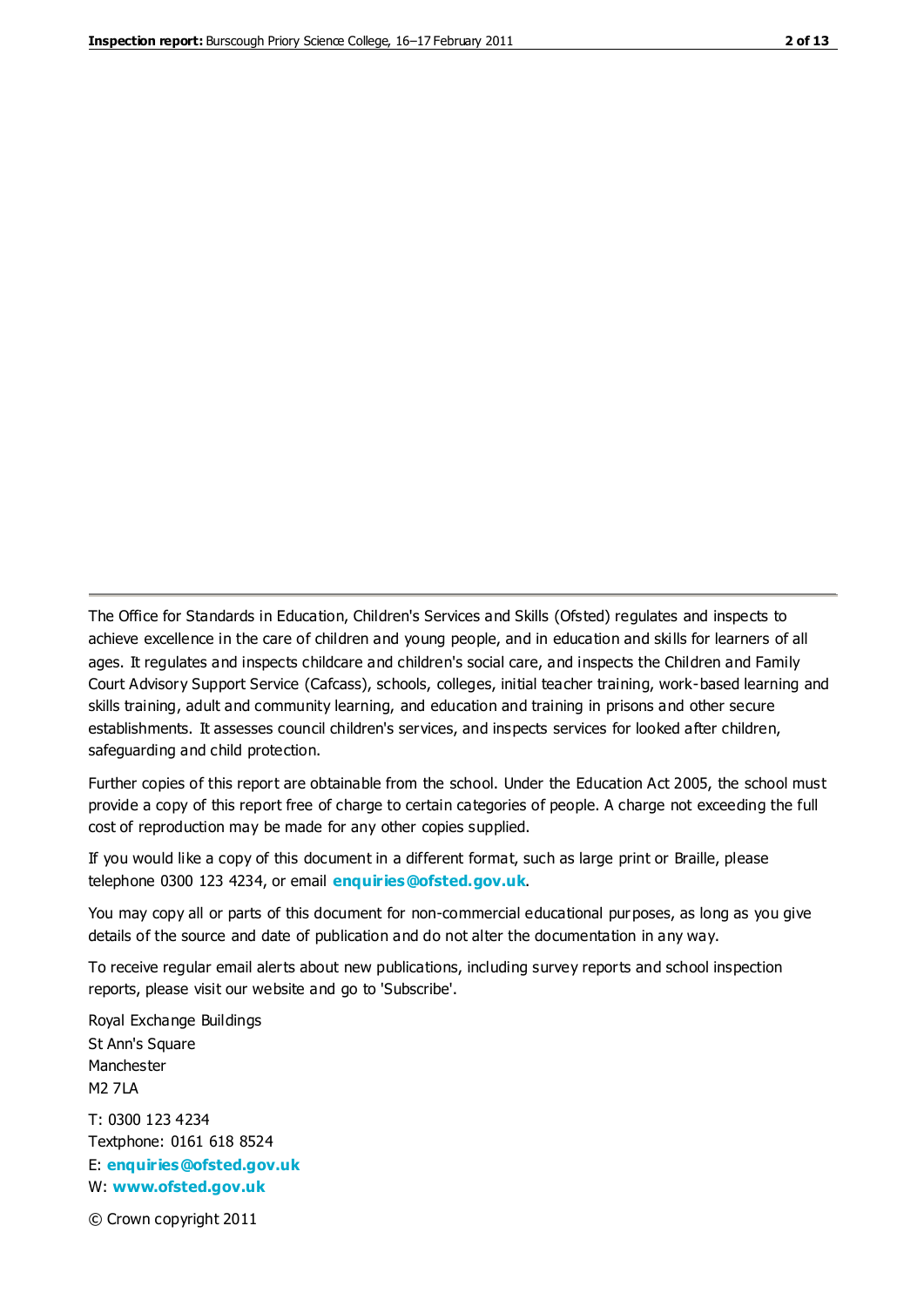The Office for Standards in Education, Children's Services and Skills (Ofsted) regulates and inspects to achieve excellence in the care of children and young people, and in education and skills for learners of all ages. It regulates and inspects childcare and children's social care, and inspects the Children and Family Court Advisory Support Service (Cafcass), schools, colleges, initial teacher training, work-based learning and skills training, adult and community learning, and education and training in prisons and other secure establishments. It assesses council children's services, and inspects services for looked after children, safeguarding and child protection.

Further copies of this report are obtainable from the school. Under the Education Act 2005, the school must provide a copy of this report free of charge to certain categories of people. A charge not exceeding the full cost of reproduction may be made for any other copies supplied.

If you would like a copy of this document in a different format, such as large print or Braille, please telephone 0300 123 4234, or email **enquiries@ofsted.gov.uk**.

You may copy all or parts of this document for non-commercial educational purposes, as long as you give details of the source and date of publication and do not alter the documentation in any way.

To receive regular email alerts about new publications, including survey reports and school inspection reports, please visit our website and go to 'Subscribe'.

Royal Exchange Buildings
St Ann's Square
Manchester
M2 7LA

T: 0300 123 4234
Textphone: 0161 618 8524
E: **enquiries@ofsted.gov.uk**
W: **www.ofsted.gov.uk**

© Crown copyright 2011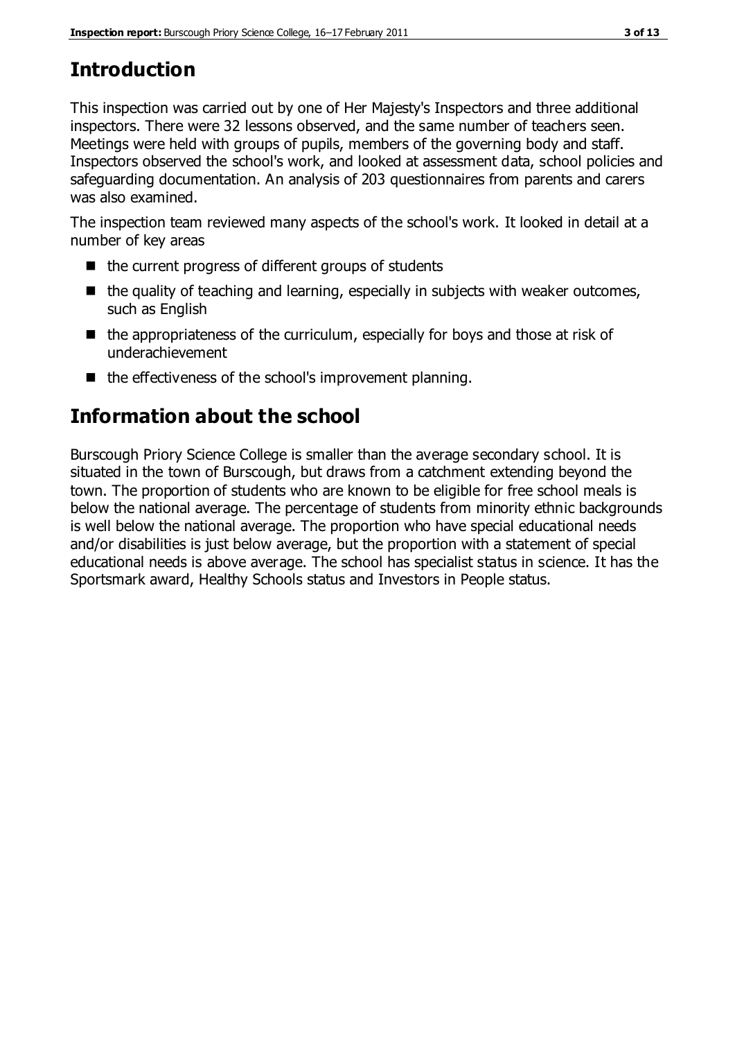## Introduction

This inspection was carried out by one of Her Majesty's Inspectors and three additional inspectors. There were 32 lessons observed, and the same number of teachers seen. Meetings were held with groups of pupils, members of the governing body and staff. Inspectors observed the school's work, and looked at assessment data, school policies and safeguarding documentation. An analysis of 203 questionnaires from parents and carers was also examined.

The inspection team reviewed many aspects of the school's work. It looked in detail at a number of key areas

- the current progress of different groups of students
- the quality of teaching and learning, especially in subjects with weaker outcomes, such as English
- the appropriateness of the curriculum, especially for boys and those at risk of underachievement
- the effectiveness of the school's improvement planning.

## Information about the school

Burscough Priory Science College is smaller than the average secondary school. It is situated in the town of Burscough, but draws from a catchment extending beyond the town. The proportion of students who are known to be eligible for free school meals is below the national average. The percentage of students from minority ethnic backgrounds is well below the national average. The proportion who have special educational needs and/or disabilities is just below average, but the proportion with a statement of special educational needs is above average. The school has specialist status in science. It has the Sportsmark award, Healthy Schools status and Investors in People status.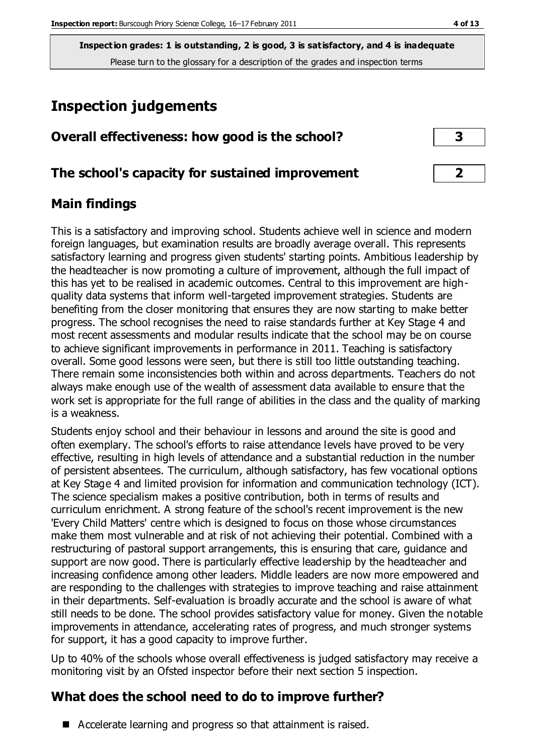**Inspection grades: 1 is outstanding, 2 is good, 3 is satisfactory, and 4 is inadequate**
Please turn to the glossary for a description of the grades and inspection terms

# Inspection judgements

| Overall effectiveness: how good is the school? | 3 |
|---|---|
| The school's capacity for sustained improvement | 2 |

## Main findings

This is a satisfactory and improving school. Students achieve well in science and modern foreign languages, but examination results are broadly average overall. This represents satisfactory learning and progress given students' starting points. Ambitious leadership by the headteacher is now promoting a culture of improvement, although the full impact of this has yet to be realised in academic outcomes. Central to this improvement are high-quality data systems that inform well-targeted improvement strategies. Students are benefiting from the closer monitoring that ensures they are now starting to make better progress. The school recognises the need to raise standards further at Key Stage 4 and most recent assessments and modular results indicate that the school may be on course to achieve significant improvements in performance in 2011. Teaching is satisfactory overall. Some good lessons were seen, but there is still too little outstanding teaching. There remain some inconsistencies both within and across departments. Teachers do not always make enough use of the wealth of assessment data available to ensure that the work set is appropriate for the full range of abilities in the class and the quality of marking is a weakness.

Students enjoy school and their behaviour in lessons and around the site is good and often exemplary. The school's efforts to raise attendance levels have proved to be very effective, resulting in high levels of attendance and a substantial reduction in the number of persistent absentees. The curriculum, although satisfactory, has few vocational options at Key Stage 4 and limited provision for information and communication technology (ICT). The science specialism makes a positive contribution, both in terms of results and curriculum enrichment. A strong feature of the school's recent improvement is the new 'Every Child Matters' centre which is designed to focus on those whose circumstances make them most vulnerable and at risk of not achieving their potential. Combined with a restructuring of pastoral support arrangements, this is ensuring that care, guidance and support are now good. There is particularly effective leadership by the headteacher and increasing confidence among other leaders. Middle leaders are now more empowered and are responding to the challenges with strategies to improve teaching and raise attainment in their departments. Self-evaluation is broadly accurate and the school is aware of what still needs to be done. The school provides satisfactory value for money. Given the notable improvements in attendance, accelerating rates of progress, and much stronger systems for support, it has a good capacity to improve further.

Up to 40% of the schools whose overall effectiveness is judged satisfactory may receive a monitoring visit by an Ofsted inspector before their next section 5 inspection.

## What does the school need to do to improve further?

- Accelerate learning and progress so that attainment is raised.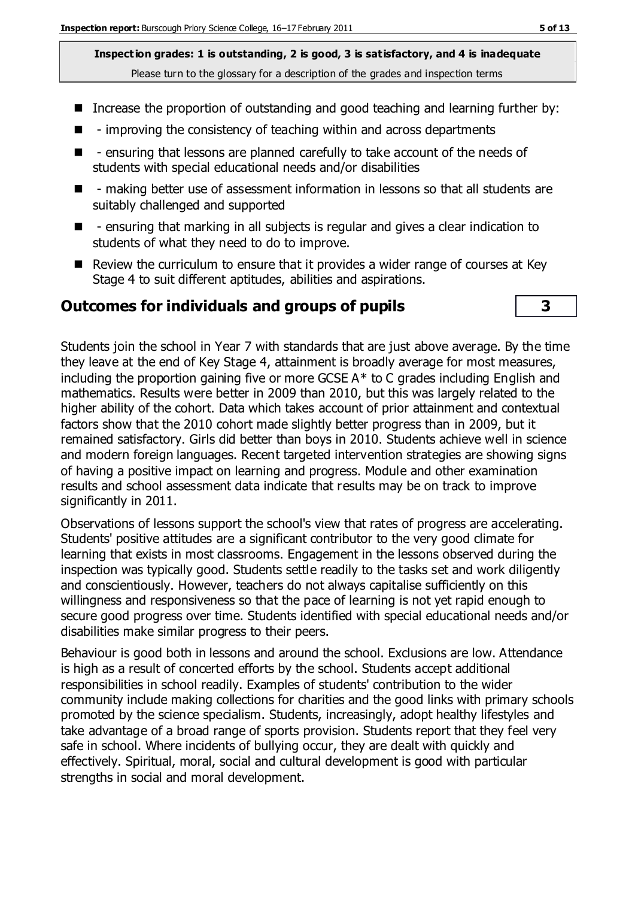**Inspection grades: 1 is outstanding, 2 is good, 3 is satisfactory, and 4 is inadequate**
Please turn to the glossary for a description of the grades and inspection terms

- Increase the proportion of outstanding and good teaching and learning further by:
- - improving the consistency of teaching within and across departments
- - ensuring that lessons are planned carefully to take account of the needs of students with special educational needs and/or disabilities
- - making better use of assessment information in lessons so that all students are suitably challenged and supported
- - ensuring that marking in all subjects is regular and gives a clear indication to students of what they need to do to improve.
- Review the curriculum to ensure that it provides a wider range of courses at Key Stage 4 to suit different aptitudes, abilities and aspirations.

## Outcomes for individuals and groups of pupils — 3

Students join the school in Year 7 with standards that are just above average. By the time they leave at the end of Key Stage 4, attainment is broadly average for most measures, including the proportion gaining five or more GCSE A* to C grades including English and mathematics. Results were better in 2009 than 2010, but this was largely related to the higher ability of the cohort. Data which takes account of prior attainment and contextual factors show that the 2010 cohort made slightly better progress than in 2009, but it remained satisfactory. Girls did better than boys in 2010. Students achieve well in science and modern foreign languages. Recent targeted intervention strategies are showing signs of having a positive impact on learning and progress. Module and other examination results and school assessment data indicate that results may be on track to improve significantly in 2011.

Observations of lessons support the school's view that rates of progress are accelerating. Students' positive attitudes are a significant contributor to the very good climate for learning that exists in most classrooms. Engagement in the lessons observed during the inspection was typically good. Students settle readily to the tasks set and work diligently and conscientiously. However, teachers do not always capitalise sufficiently on this willingness and responsiveness so that the pace of learning is not yet rapid enough to secure good progress over time. Students identified with special educational needs and/or disabilities make similar progress to their peers.

Behaviour is good both in lessons and around the school. Exclusions are low. Attendance is high as a result of concerted efforts by the school. Students accept additional responsibilities in school readily. Examples of students' contribution to the wider community include making collections for charities and the good links with primary schools promoted by the science specialism. Students, increasingly, adopt healthy lifestyles and take advantage of a broad range of sports provision. Students report that they feel very safe in school. Where incidents of bullying occur, they are dealt with quickly and effectively. Spiritual, moral, social and cultural development is good with particular strengths in social and moral development.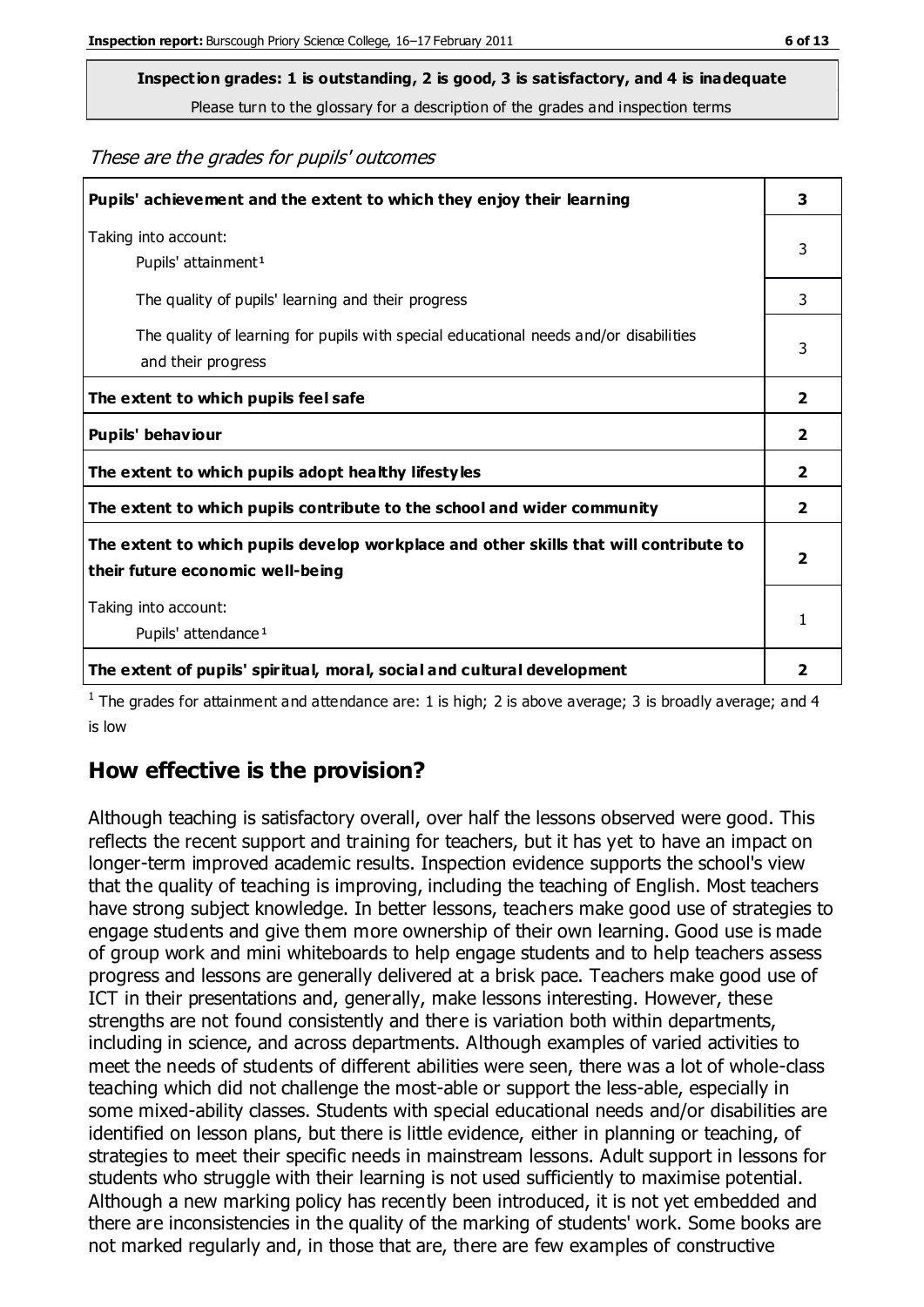**Inspection grades: 1 is outstanding, 2 is good, 3 is satisfactory, and 4 is inadequate**
Please turn to the glossary for a description of the grades and inspection terms

*These are the grades for pupils' outcomes*

| | |
|---|---|
| **Pupils' achievement and the extent to which they enjoy their learning** | **3** |
| Taking into account: Pupils' attainment[1] | 3 |
| The quality of pupils' learning and their progress | 3 |
| The quality of learning for pupils with special educational needs and/or disabilities and their progress | 3 |
| **The extent to which pupils feel safe** | **2** |
| **Pupils' behaviour** | **2** |
| **The extent to which pupils adopt healthy lifestyles** | **2** |
| **The extent to which pupils contribute to the school and wider community** | **2** |
| **The extent to which pupils develop workplace and other skills that will contribute to their future economic well-being** | **2** |
| Taking into account: Pupils' attendance[1] | 1 |
| **The extent of pupils' spiritual, moral, social and cultural development** | **2** |

[1] The grades for attainment and attendance are: 1 is high; 2 is above average; 3 is broadly average; and 4 is low

## How effective is the provision?

Although teaching is satisfactory overall, over half the lessons observed were good. This reflects the recent support and training for teachers, but it has yet to have an impact on longer-term improved academic results. Inspection evidence supports the school's view that the quality of teaching is improving, including the teaching of English. Most teachers have strong subject knowledge. In better lessons, teachers make good use of strategies to engage students and give them more ownership of their own learning. Good use is made of group work and mini whiteboards to help engage students and to help teachers assess progress and lessons are generally delivered at a brisk pace. Teachers make good use of ICT in their presentations and, generally, make lessons interesting. However, these strengths are not found consistently and there is variation both within departments, including in science, and across departments. Although examples of varied activities to meet the needs of students of different abilities were seen, there was a lot of whole-class teaching which did not challenge the most-able or support the less-able, especially in some mixed-ability classes. Students with special educational needs and/or disabilities are identified on lesson plans, but there is little evidence, either in planning or teaching, of strategies to meet their specific needs in mainstream lessons. Adult support in lessons for students who struggle with their learning is not used sufficiently to maximise potential. Although a new marking policy has recently been introduced, it is not yet embedded and there are inconsistencies in the quality of the marking of students' work. Some books are not marked regularly and, in those that are, there are few examples of constructive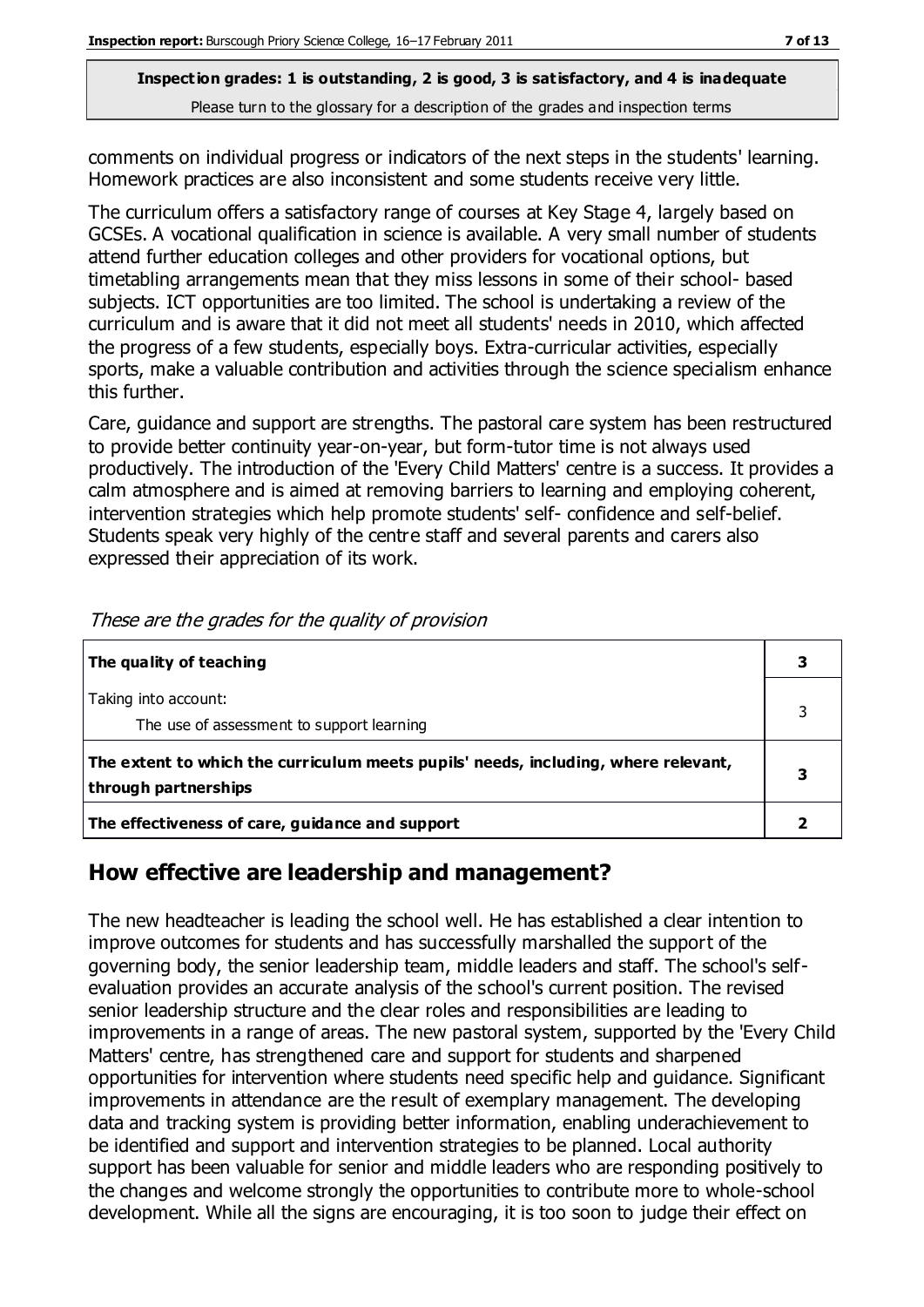comments on individual progress or indicators of the next steps in the students' learning. Homework practices are also inconsistent and some students receive very little.

The curriculum offers a satisfactory range of courses at Key Stage 4, largely based on GCSEs. A vocational qualification in science is available. A very small number of students attend further education colleges and other providers for vocational options, but timetabling arrangements mean that they miss lessons in some of their school- based subjects. ICT opportunities are too limited. The school is undertaking a review of the curriculum and is aware that it did not meet all students' needs in 2010, which affected the progress of a few students, especially boys. Extra-curricular activities, especially sports, make a valuable contribution and activities through the science specialism enhance this further.

Care, guidance and support are strengths. The pastoral care system has been restructured to provide better continuity year-on-year, but form-tutor time is not always used productively. The introduction of the 'Every Child Matters' centre is a success. It provides a calm atmosphere and is aimed at removing barriers to learning and employing coherent, intervention strategies which help promote students' self- confidence and self-belief. Students speak very highly of the centre staff and several parents and carers also expressed their appreciation of its work.

*These are the grades for the quality of provision*

| | |
|---|---|
| **The quality of teaching** | **3** |
| Taking into account:<br>The use of assessment to support learning | 3 |
| **The extent to which the curriculum meets pupils' needs, including, where relevant, through partnerships** | **3** |
| **The effectiveness of care, guidance and support** | **2** |

## How effective are leadership and management?

The new headteacher is leading the school well. He has established a clear intention to improve outcomes for students and has successfully marshalled the support of the governing body, the senior leadership team, middle leaders and staff. The school's self-evaluation provides an accurate analysis of the school's current position. The revised senior leadership structure and the clear roles and responsibilities are leading to improvements in a range of areas. The new pastoral system, supported by the 'Every Child Matters' centre, has strengthened care and support for students and sharpened opportunities for intervention where students need specific help and guidance. Significant improvements in attendance are the result of exemplary management. The developing data and tracking system is providing better information, enabling underachievement to be identified and support and intervention strategies to be planned. Local authority support has been valuable for senior and middle leaders who are responding positively to the changes and welcome strongly the opportunities to contribute more to whole-school development. While all the signs are encouraging, it is too soon to judge their effect on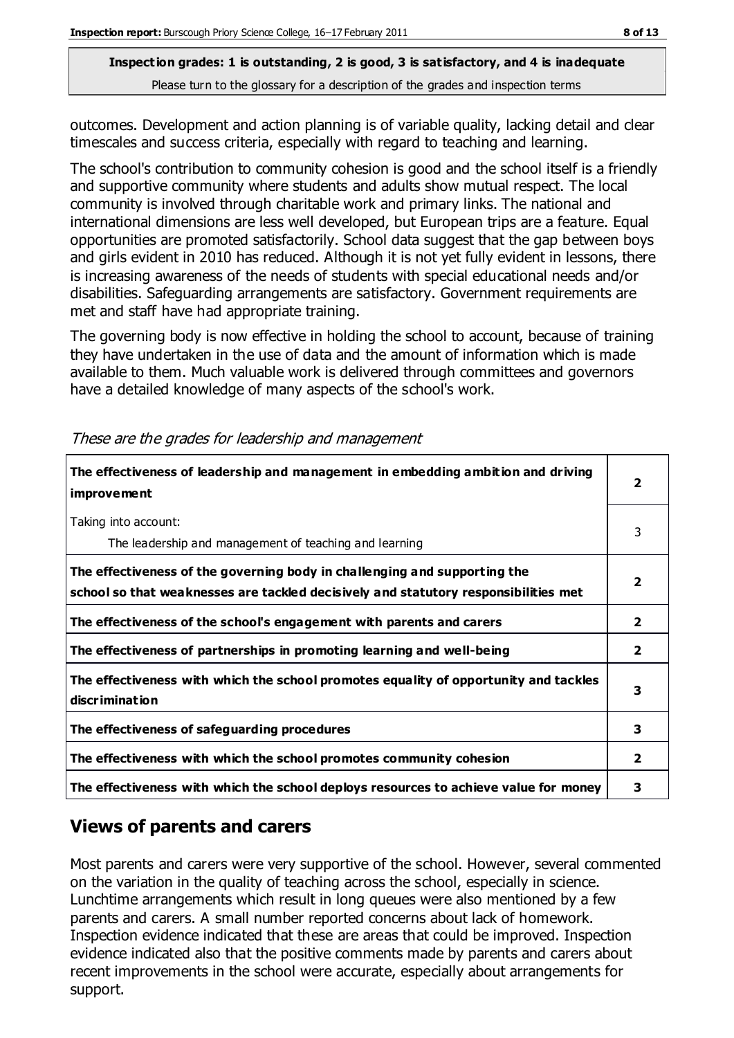**Inspection grades: 1 is outstanding, 2 is good, 3 is satisfactory, and 4 is inadequate**

Please turn to the glossary for a description of the grades and inspection terms

outcomes. Development and action planning is of variable quality, lacking detail and clear timescales and success criteria, especially with regard to teaching and learning.

The school's contribution to community cohesion is good and the school itself is a friendly and supportive community where students and adults show mutual respect. The local community is involved through charitable work and primary links. The national and international dimensions are less well developed, but European trips are a feature. Equal opportunities are promoted satisfactorily. School data suggest that the gap between boys and girls evident in 2010 has reduced. Although it is not yet fully evident in lessons, there is increasing awareness of the needs of students with special educational needs and/or disabilities. Safeguarding arrangements are satisfactory. Government requirements are met and staff have had appropriate training.

The governing body is now effective in holding the school to account, because of training they have undertaken in the use of data and the amount of information which is made available to them. Much valuable work is delivered through committees and governors have a detailed knowledge of many aspects of the school's work.

*These are the grades for leadership and management*

| | |
|---|---|
| **The effectiveness of leadership and management in embedding ambition and driving improvement** | **2** |
| Taking into account: The leadership and management of teaching and learning | 3 |
| **The effectiveness of the governing body in challenging and supporting the school so that weaknesses are tackled decisively and statutory responsibilities met** | **2** |
| **The effectiveness of the school's engagement with parents and carers** | **2** |
| **The effectiveness of partnerships in promoting learning and well-being** | **2** |
| **The effectiveness with which the school promotes equality of opportunity and tackles discrimination** | **3** |
| **The effectiveness of safeguarding procedures** | **3** |
| **The effectiveness with which the school promotes community cohesion** | **2** |
| **The effectiveness with which the school deploys resources to achieve value for money** | **3** |

## Views of parents and carers

Most parents and carers were very supportive of the school. However, several commented on the variation in the quality of teaching across the school, especially in science. Lunchtime arrangements which result in long queues were also mentioned by a few parents and carers. A small number reported concerns about lack of homework. Inspection evidence indicated that these are areas that could be improved. Inspection evidence indicated also that the positive comments made by parents and carers about recent improvements in the school were accurate, especially about arrangements for support.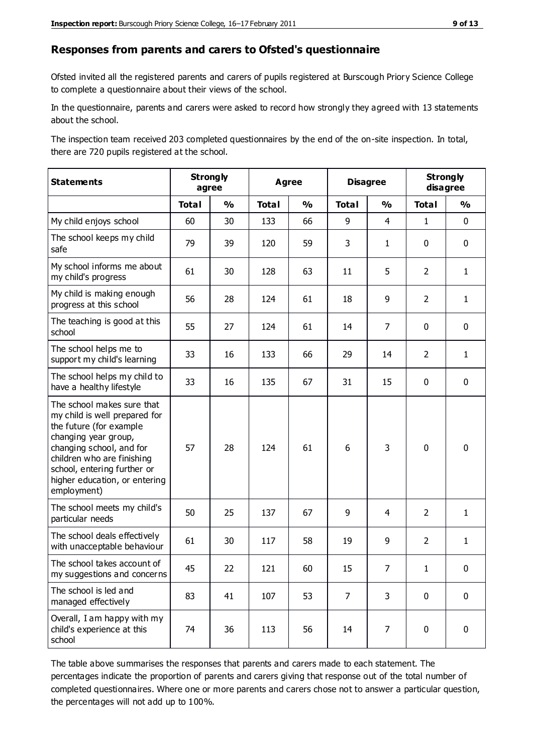## Responses from parents and carers to Ofsted's questionnaire

Ofsted invited all the registered parents and carers of pupils registered at Burscough Priory Science College to complete a questionnaire about their views of the school.

In the questionnaire, parents and carers were asked to record how strongly they agreed with 13 statements about the school.

The inspection team received 203 completed questionnaires by the end of the on-site inspection. In total, there are 720 pupils registered at the school.

| Statements | Strongly agree | | Agree | | Disagree | | Strongly disagree | |
|---|---|---|---|---|---|---|---|---|
| | **Total** | **%** | **Total** | **%** | **Total** | **%** | **Total** | **%** |
| My child enjoys school | 60 | 30 | 133 | 66 | 9 | 4 | 1 | 0 |
| The school keeps my child safe | 79 | 39 | 120 | 59 | 3 | 1 | 0 | 0 |
| My school informs me about my child's progress | 61 | 30 | 128 | 63 | 11 | 5 | 2 | 1 |
| My child is making enough progress at this school | 56 | 28 | 124 | 61 | 18 | 9 | 2 | 1 |
| The teaching is good at this school | 55 | 27 | 124 | 61 | 14 | 7 | 0 | 0 |
| The school helps me to support my child's learning | 33 | 16 | 133 | 66 | 29 | 14 | 2 | 1 |
| The school helps my child to have a healthy lifestyle | 33 | 16 | 135 | 67 | 31 | 15 | 0 | 0 |
| The school makes sure that my child is well prepared for the future (for example changing year group, changing school, and for children who are finishing school, entering further or higher education, or entering employment) | 57 | 28 | 124 | 61 | 6 | 3 | 0 | 0 |
| The school meets my child's particular needs | 50 | 25 | 137 | 67 | 9 | 4 | 2 | 1 |
| The school deals effectively with unacceptable behaviour | 61 | 30 | 117 | 58 | 19 | 9 | 2 | 1 |
| The school takes account of my suggestions and concerns | 45 | 22 | 121 | 60 | 15 | 7 | 1 | 0 |
| The school is led and managed effectively | 83 | 41 | 107 | 53 | 7 | 3 | 0 | 0 |
| Overall, I am happy with my child's experience at this school | 74 | 36 | 113 | 56 | 14 | 7 | 0 | 0 |

The table above summarises the responses that parents and carers made to each statement. The percentages indicate the proportion of parents and carers giving that response out of the total number of completed questionnaires. Where one or more parents and carers chose not to answer a particular question, the percentages will not add up to 100%.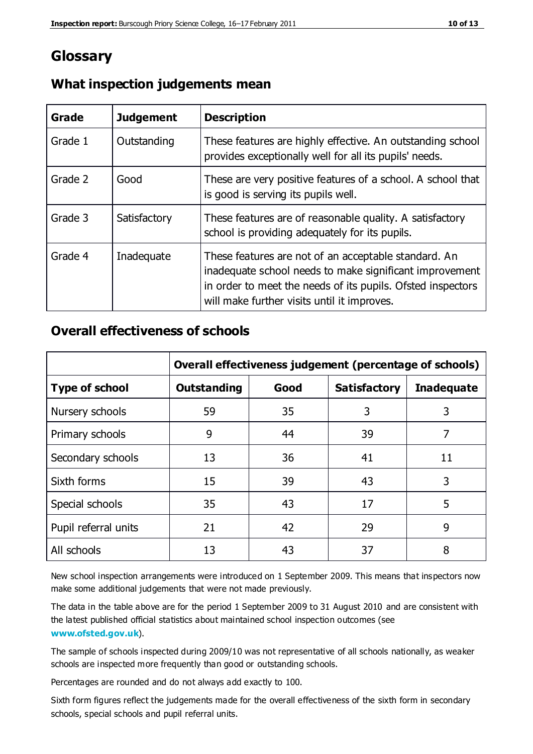# Glossary

## What inspection judgements mean

| Grade | Judgement | Description |
|---|---|---|
| Grade 1 | Outstanding | These features are highly effective. An outstanding school provides exceptionally well for all its pupils' needs. |
| Grade 2 | Good | These are very positive features of a school. A school that is good is serving its pupils well. |
| Grade 3 | Satisfactory | These features are of reasonable quality. A satisfactory school is providing adequately for its pupils. |
| Grade 4 | Inadequate | These features are not of an acceptable standard. An inadequate school needs to make significant improvement in order to meet the needs of its pupils. Ofsted inspectors will make further visits until it improves. |

## Overall effectiveness of schools

| | Overall effectiveness judgement (percentage of schools) | | | |
|---|---|---|---|---|
| **Type of school** | **Outstanding** | **Good** | **Satisfactory** | **Inadequate** |
| Nursery schools | 59 | 35 | 3 | 3 |
| Primary schools | 9 | 44 | 39 | 7 |
| Secondary schools | 13 | 36 | 41 | 11 |
| Sixth forms | 15 | 39 | 43 | 3 |
| Special schools | 35 | 43 | 17 | 5 |
| Pupil referral units | 21 | 42 | 29 | 9 |
| All schools | 13 | 43 | 37 | 8 |

New school inspection arrangements were introduced on 1 September 2009. This means that inspectors now make some additional judgements that were not made previously.

The data in the table above are for the period 1 September 2009 to 31 August 2010 and are consistent with the latest published official statistics about maintained school inspection outcomes (see **www.ofsted.gov.uk**).

The sample of schools inspected during 2009/10 was not representative of all schools nationally, as weaker schools are inspected more frequently than good or outstanding schools.

Percentages are rounded and do not always add exactly to 100.

Sixth form figures reflect the judgements made for the overall effectiveness of the sixth form in secondary schools, special schools and pupil referral units.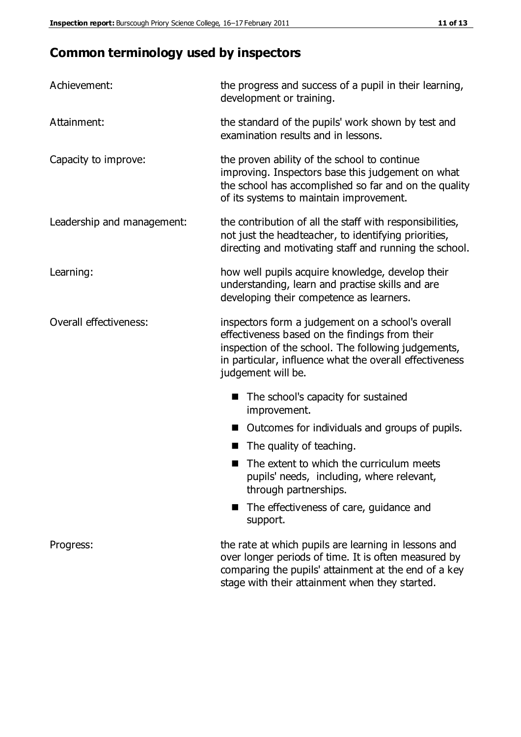# Common terminology used by inspectors

| | |
|---|---|
| Achievement: | the progress and success of a pupil in their learning, development or training. |
| Attainment: | the standard of the pupils' work shown by test and examination results and in lessons. |
| Capacity to improve: | the proven ability of the school to continue improving. Inspectors base this judgement on what the school has accomplished so far and on the quality of its systems to maintain improvement. |
| Leadership and management: | the contribution of all the staff with responsibilities, not just the headteacher, to identifying priorities, directing and motivating staff and running the school. |
| Learning: | how well pupils acquire knowledge, develop their understanding, learn and practise skills and are developing their competence as learners. |
| Overall effectiveness: | inspectors form a judgement on a school's overall effectiveness based on the findings from their inspection of the school. The following judgements, in particular, influence what the overall effectiveness judgement will be. |

- The school's capacity for sustained improvement.
- Outcomes for individuals and groups of pupils.
- The quality of teaching.
- The extent to which the curriculum meets pupils' needs, including, where relevant, through partnerships.
- The effectiveness of care, guidance and support.

| | |
|---|---|
| Progress: | the rate at which pupils are learning in lessons and over longer periods of time. It is often measured by comparing the pupils' attainment at the end of a key stage with their attainment when they started. |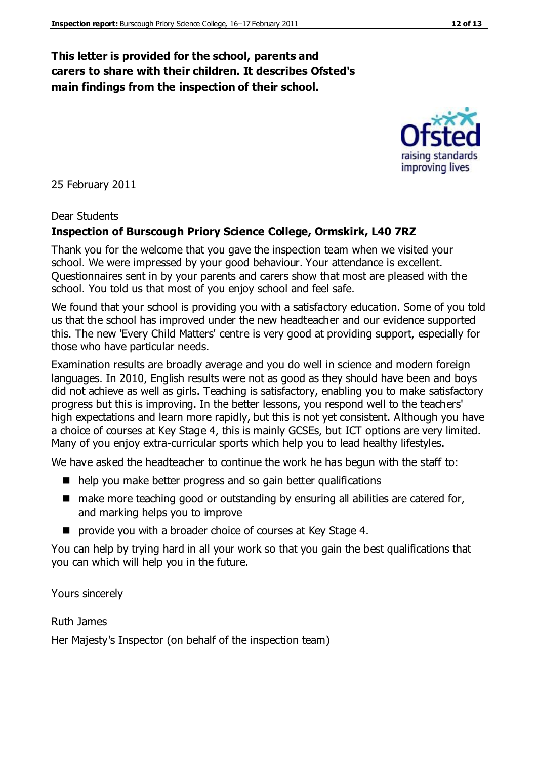**This letter is provided for the school, parents and carers to share with their children. It describes Ofsted's main findings from the inspection of their school.**

25 February 2011

Dear Students

**Inspection of Burscough Priory Science College, Ormskirk, L40 7RZ**

Thank you for the welcome that you gave the inspection team when we visited your school. We were impressed by your good behaviour. Your attendance is excellent. Questionnaires sent in by your parents and carers show that most are pleased with the school. You told us that most of you enjoy school and feel safe.

We found that your school is providing you with a satisfactory education. Some of you told us that the school has improved under the new headteacher and our evidence supported this. The new 'Every Child Matters' centre is very good at providing support, especially for those who have particular needs.

Examination results are broadly average and you do well in science and modern foreign languages. In 2010, English results were not as good as they should have been and boys did not achieve as well as girls. Teaching is satisfactory, enabling you to make satisfactory progress but this is improving. In the better lessons, you respond well to the teachers' high expectations and learn more rapidly, but this is not yet consistent. Although you have a choice of courses at Key Stage 4, this is mainly GCSEs, but ICT options are very limited. Many of you enjoy extra-curricular sports which help you to lead healthy lifestyles.

We have asked the headteacher to continue the work he has begun with the staff to:

- help you make better progress and so gain better qualifications
- make more teaching good or outstanding by ensuring all abilities are catered for, and marking helps you to improve
- provide you with a broader choice of courses at Key Stage 4.

You can help by trying hard in all your work so that you gain the best qualifications that you can which will help you in the future.

Yours sincerely

Ruth James

Her Majesty's Inspector (on behalf of the inspection team)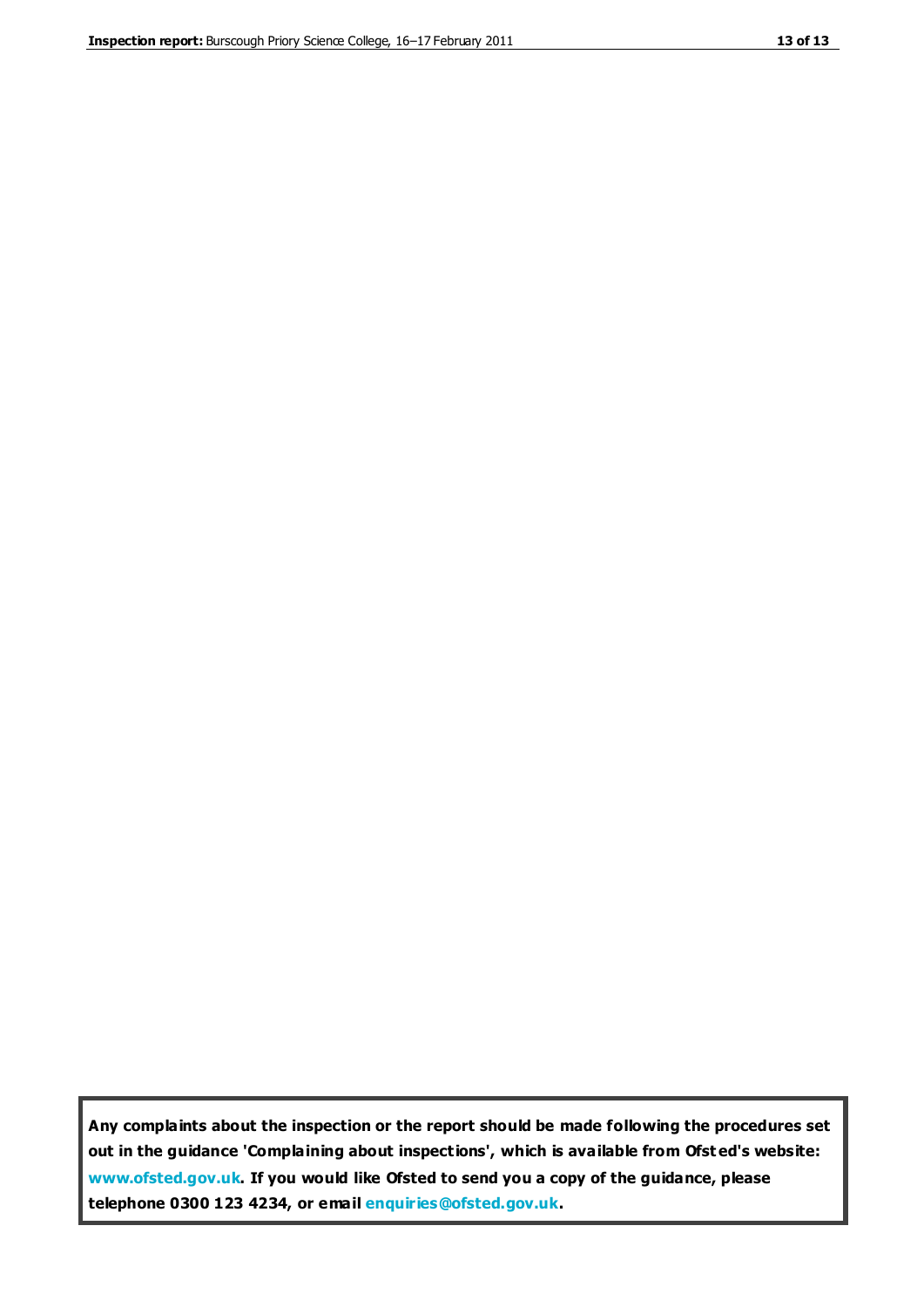**Any complaints about the inspection or the report should be made following the procedures set out in the guidance 'Complaining about inspections', which is available from Ofsted's website: www.ofsted.gov.uk. If you would like Ofsted to send you a copy of the guidance, please telephone 0300 123 4234, or email enquiries@ofsted.gov.uk.**